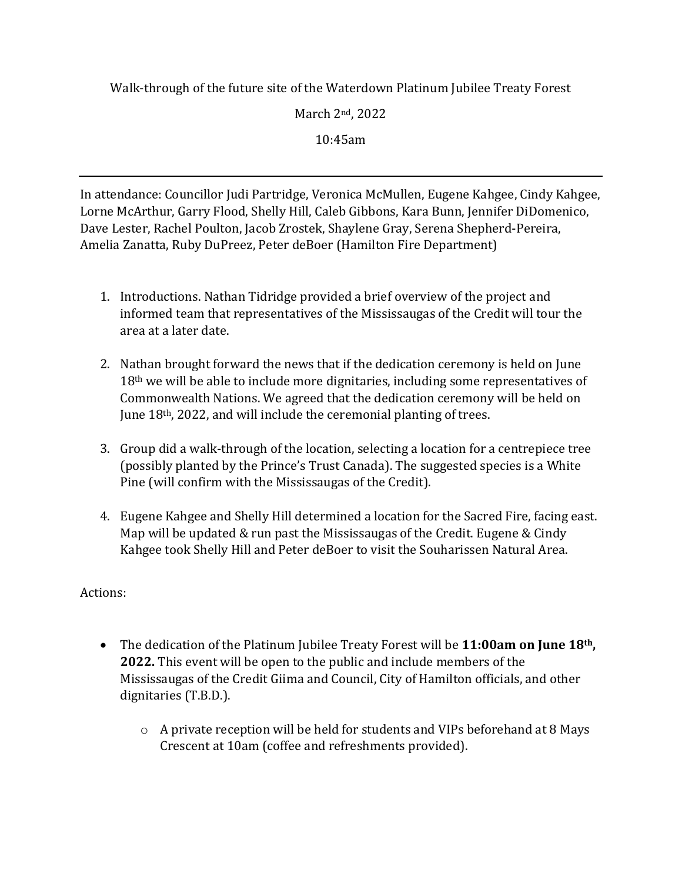Walk-through of the future site of the Waterdown Platinum Jubilee Treaty Forest

March 2nd, 2022

10:45am

---

In attendance: Councillor Judi Partridge, Veronica McMullen, Eugene Kahgee, Cindy Kahgee, Lorne McArthur, Garry Flood, Shelly Hill, Caleb Gibbons, Kara Bunn, Jennifer DiDomenico, Dave Lester, Rachel Poulton, Jacob Zrostek, Shaylene Gray, Serena Shepherd-Pereira, Amelia Zanatta, Ruby DuPreez, Peter deBoer (Hamilton Fire Department)

1. Introductions. Nathan Tidridge provided a brief overview of the project and informed team that representatives of the Mississaugas of the Credit will tour the area at a later date.

2. Nathan brought forward the news that if the dedication ceremony is held on June 18th we will be able to include more dignitaries, including some representatives of Commonwealth Nations. We agreed that the dedication ceremony will be held on June 18th, 2022, and will include the ceremonial planting of trees.

3. Group did a walk-through of the location, selecting a location for a centrepiece tree (possibly planted by the Prince's Trust Canada). The suggested species is a White Pine (will confirm with the Mississaugas of the Credit).

4. Eugene Kahgee and Shelly Hill determined a location for the Sacred Fire, facing east. Map will be updated & run past the Mississaugas of the Credit. Eugene & Cindy Kahgee took Shelly Hill and Peter deBoer to visit the Souharissen Natural Area.

Actions:

- The dedication of the Platinum Jubilee Treaty Forest will be **11:00am on June 18th, 2022.** This event will be open to the public and include members of the Mississaugas of the Credit Giima and Council, City of Hamilton officials, and other dignitaries (T.B.D.).
  - A private reception will be held for students and VIPs beforehand at 8 Mays Crescent at 10am (coffee and refreshments provided).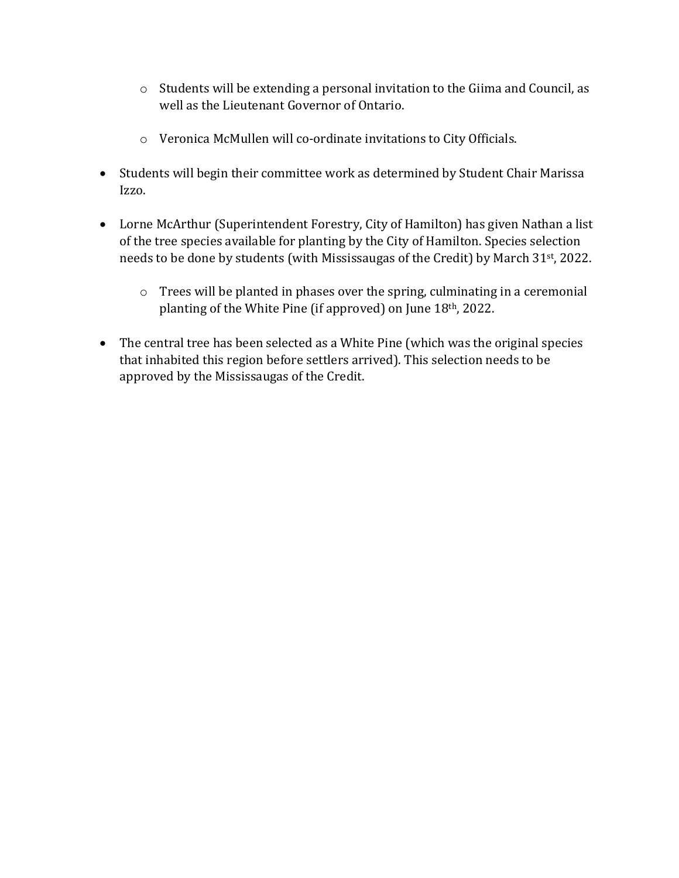- Students will be extending a personal invitation to the Giima and Council, as well as the Lieutenant Governor of Ontario.

  - Veronica McMullen will co-ordinate invitations to City Officials.

- Students will begin their committee work as determined by Student Chair Marissa Izzo.

- Lorne McArthur (Superintendent Forestry, City of Hamilton) has given Nathan a list of the tree species available for planting by the City of Hamilton. Species selection needs to be done by students (with Mississaugas of the Credit) by March 31st, 2022.

  - Trees will be planted in phases over the spring, culminating in a ceremonial planting of the White Pine (if approved) on June 18th, 2022.

- The central tree has been selected as a White Pine (which was the original species that inhabited this region before settlers arrived). This selection needs to be approved by the Mississaugas of the Credit.